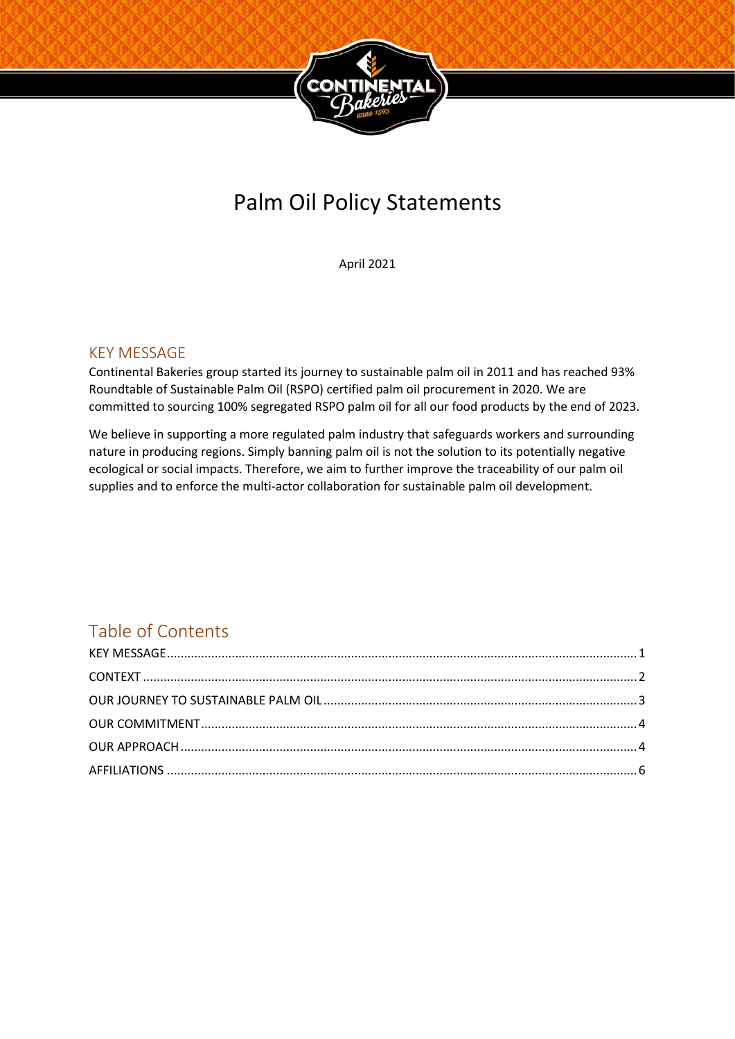# Palm Oil Policy Statements

April 2021

## KEY MESSAGE

Continental Bakeries group started its journey to sustainable palm oil in 2011 and has reached 93% Roundtable of Sustainable Palm Oil (RSPO) certified palm oil procurement in 2020. We are committed to sourcing 100% segregated RSPO palm oil for all our food products by the end of 2023.

We believe in supporting a more regulated palm industry that safeguards workers and surrounding nature in producing regions. Simply banning palm oil is not the solution to its potentially negative ecological or social impacts. Therefore, we aim to further improve the traceability of our palm oil supplies and to enforce the multi-actor collaboration for sustainable palm oil development.

## Table of Contents

KEY MESSAGE ........................................ 1
CONTEXT ........................................ 2
OUR JOURNEY TO SUSTAINABLE PALM OIL ........................................ 3
OUR COMMITMENT ........................................ 4
OUR APPROACH ........................................ 4
AFFILIATIONS ........................................ 6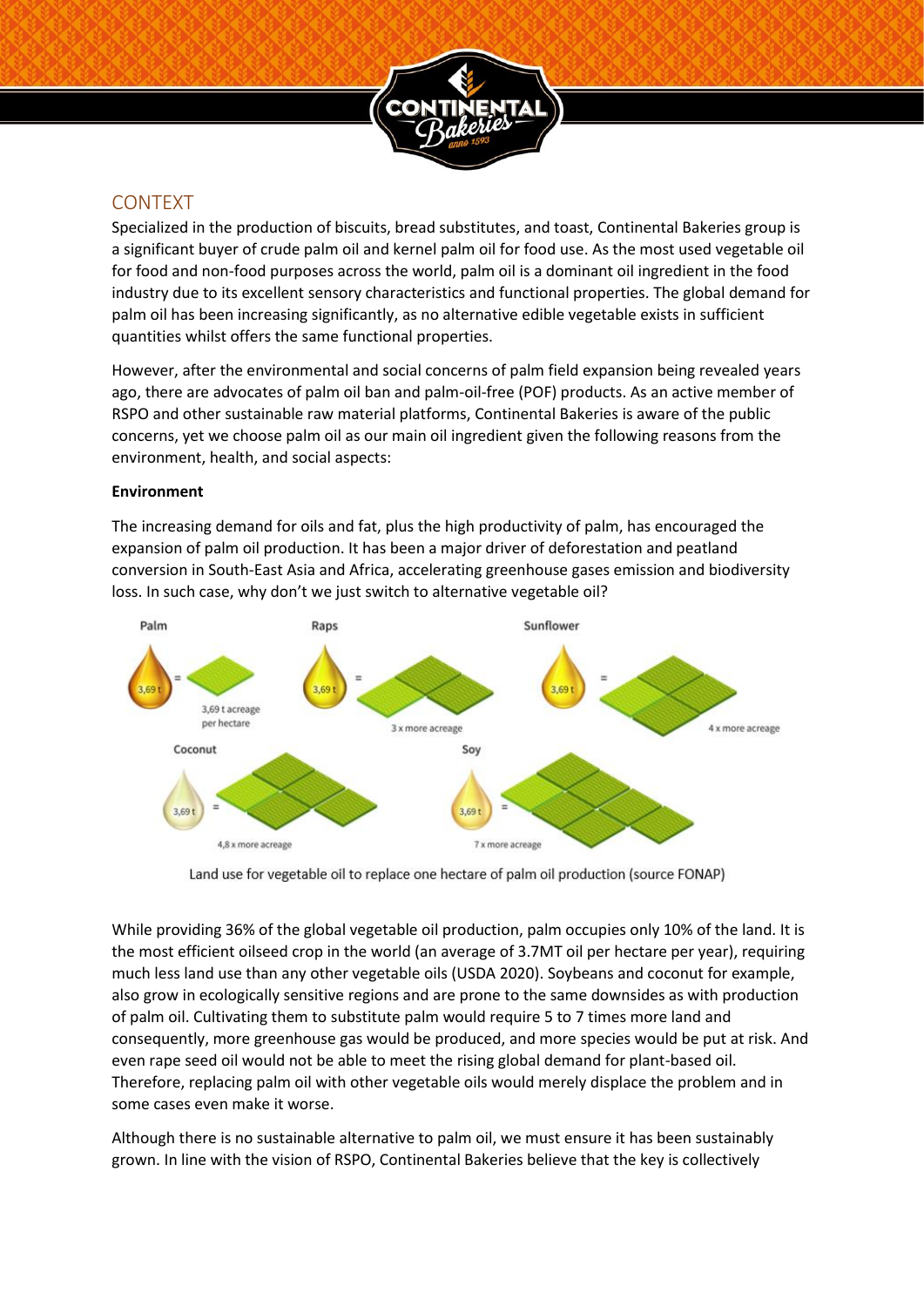## CONTEXT

Specialized in the production of biscuits, bread substitutes, and toast, Continental Bakeries group is a significant buyer of crude palm oil and kernel palm oil for food use. As the most used vegetable oil for food and non-food purposes across the world, palm oil is a dominant oil ingredient in the food industry due to its excellent sensory characteristics and functional properties. The global demand for palm oil has been increasing significantly, as no alternative edible vegetable exists in sufficient quantities whilst offers the same functional properties.

However, after the environmental and social concerns of palm field expansion being revealed years ago, there are advocates of palm oil ban and palm-oil-free (POF) products. As an active member of RSPO and other sustainable raw material platforms, Continental Bakeries is aware of the public concerns, yet we choose palm oil as our main oil ingredient given the following reasons from the environment, health, and social aspects:

**Environment**

The increasing demand for oils and fat, plus the high productivity of palm, has encouraged the expansion of palm oil production. It has been a major driver of deforestation and peatland conversion in South-East Asia and Africa, accelerating greenhouse gases emission and biodiversity loss. In such case, why don't we just switch to alternative vegetable oil?

Palm: 3,69 t = 3,69 t acreage per hectare
Raps: 3,69 t = 3 x more acreage
Sunflower: 3,69 t = 4 x more acreage
Coconut: 3,69 t = 4,8 x more acreage
Soy: 3,69 t = 7 x more acreage

Land use for vegetable oil to replace one hectare of palm oil production (source FONAP)

While providing 36% of the global vegetable oil production, palm occupies only 10% of the land. It is the most efficient oilseed crop in the world (an average of 3.7MT oil per hectare per year), requiring much less land use than any other vegetable oils (USDA 2020). Soybeans and coconut for example, also grow in ecologically sensitive regions and are prone to the same downsides as with production of palm oil. Cultivating them to substitute palm would require 5 to 7 times more land and consequently, more greenhouse gas would be produced, and more species would be put at risk. And even rape seed oil would not be able to meet the rising global demand for plant-based oil. Therefore, replacing palm oil with other vegetable oils would merely displace the problem and in some cases even make it worse.

Although there is no sustainable alternative to palm oil, we must ensure it has been sustainably grown. In line with the vision of RSPO, Continental Bakeries believe that the key is collectively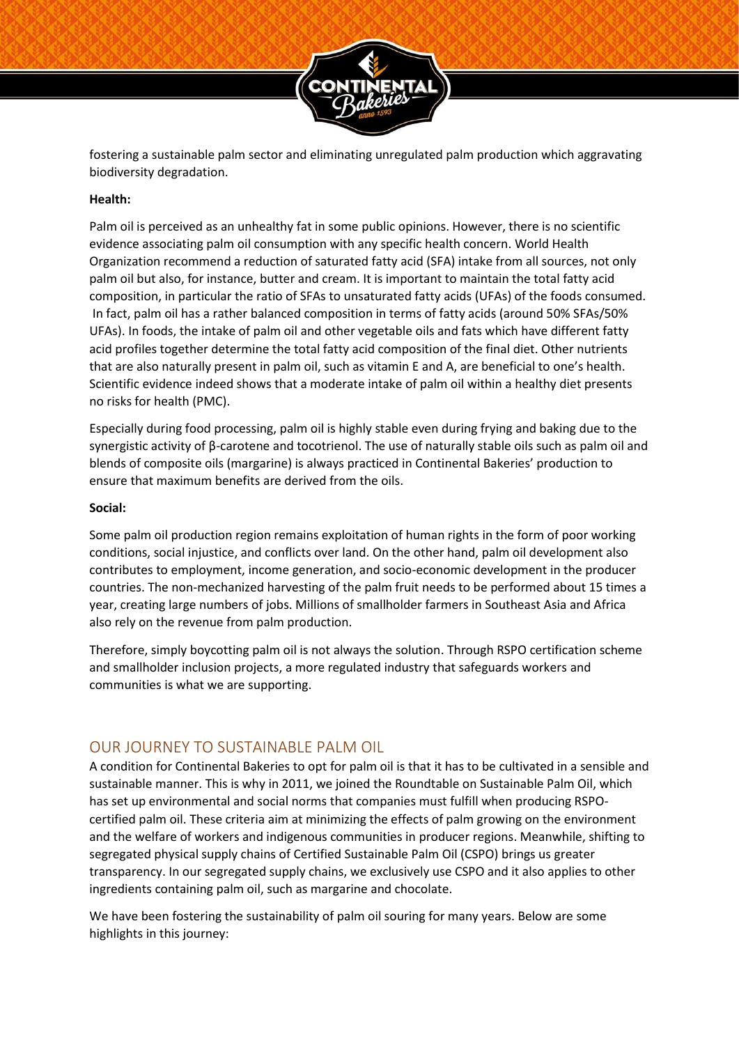fostering a sustainable palm sector and eliminating unregulated palm production which aggravating biodiversity degradation.

**Health:**

Palm oil is perceived as an unhealthy fat in some public opinions. However, there is no scientific evidence associating palm oil consumption with any specific health concern. World Health Organization recommend a reduction of saturated fatty acid (SFA) intake from all sources, not only palm oil but also, for instance, butter and cream. It is important to maintain the total fatty acid composition, in particular the ratio of SFAs to unsaturated fatty acids (UFAs) of the foods consumed. In fact, palm oil has a rather balanced composition in terms of fatty acids (around 50% SFAs/50% UFAs). In foods, the intake of palm oil and other vegetable oils and fats which have different fatty acid profiles together determine the total fatty acid composition of the final diet. Other nutrients that are also naturally present in palm oil, such as vitamin E and A, are beneficial to one's health. Scientific evidence indeed shows that a moderate intake of palm oil within a healthy diet presents no risks for health (PMC).

Especially during food processing, palm oil is highly stable even during frying and baking due to the synergistic activity of β-carotene and tocotrienol. The use of naturally stable oils such as palm oil and blends of composite oils (margarine) is always practiced in Continental Bakeries' production to ensure that maximum benefits are derived from the oils.

**Social:**

Some palm oil production region remains exploitation of human rights in the form of poor working conditions, social injustice, and conflicts over land. On the other hand, palm oil development also contributes to employment, income generation, and socio-economic development in the producer countries. The non-mechanized harvesting of the palm fruit needs to be performed about 15 times a year, creating large numbers of jobs. Millions of smallholder farmers in Southeast Asia and Africa also rely on the revenue from palm production.

Therefore, simply boycotting palm oil is not always the solution. Through RSPO certification scheme and smallholder inclusion projects, a more regulated industry that safeguards workers and communities is what we are supporting.

## OUR JOURNEY TO SUSTAINABLE PALM OIL

A condition for Continental Bakeries to opt for palm oil is that it has to be cultivated in a sensible and sustainable manner. This is why in 2011, we joined the Roundtable on Sustainable Palm Oil, which has set up environmental and social norms that companies must fulfill when producing RSPO-certified palm oil. These criteria aim at minimizing the effects of palm growing on the environment and the welfare of workers and indigenous communities in producer regions. Meanwhile, shifting to segregated physical supply chains of Certified Sustainable Palm Oil (CSPO) brings us greater transparency. In our segregated supply chains, we exclusively use CSPO and it also applies to other ingredients containing palm oil, such as margarine and chocolate.

We have been fostering the sustainability of palm oil souring for many years. Below are some highlights in this journey: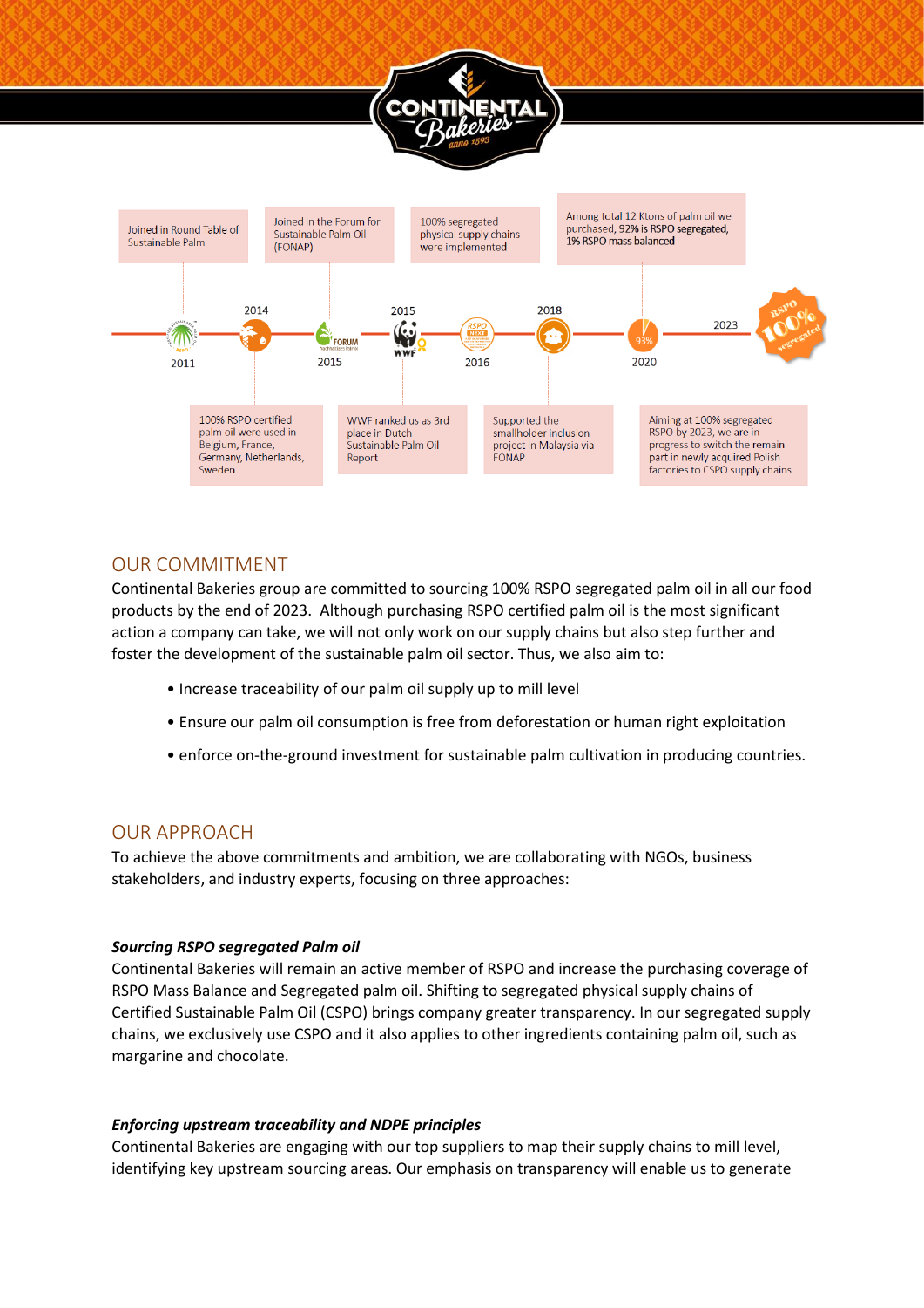| Year | Milestone |
| --- | --- |
| 2011 | Joined in Round Table of Sustainable Palm |
| 2014 | 100% RSPO certified palm oil were used in Belgium, France, Germany, Netherlands, Sweden. |
| 2015 | Joined in the Forum for Sustainable Palm Oil (FONAP) |
| 2015 | WWF ranked us as 3rd place in Dutch Sustainable Palm Oil Report |
| 2016 | 100% segregated physical supply chains were implemented |
| 2018 | Supported the smallholder inclusion project in Malaysia via FONAP |
| 2020 | Among total 12 Ktons of palm oil we purchased, **92% is RSPO segregated, 1% RSPO mass balanced** |
| 2023 | Aiming at 100% segregated RSPO by 2023, we are in progress to switch the remain part in newly acquired Polish factories to CSPO supply chains |

## OUR COMMITMENT

Continental Bakeries group are committed to sourcing 100% RSPO segregated palm oil in all our food products by the end of 2023. Although purchasing RSPO certified palm oil is the most significant action a company can take, we will not only work on our supply chains but also step further and foster the development of the sustainable palm oil sector. Thus, we also aim to:

- Increase traceability of our palm oil supply up to mill level
- Ensure our palm oil consumption is free from deforestation or human right exploitation
- enforce on-the-ground investment for sustainable palm cultivation in producing countries.

## OUR APPROACH

To achieve the above commitments and ambition, we are collaborating with NGOs, business stakeholders, and industry experts, focusing on three approaches:

### *Sourcing RSPO segregated Palm oil*

Continental Bakeries will remain an active member of RSPO and increase the purchasing coverage of RSPO Mass Balance and Segregated palm oil. Shifting to segregated physical supply chains of Certified Sustainable Palm Oil (CSPO) brings company greater transparency. In our segregated supply chains, we exclusively use CSPO and it also applies to other ingredients containing palm oil, such as margarine and chocolate.

### *Enforcing upstream traceability and NDPE principles*

Continental Bakeries are engaging with our top suppliers to map their supply chains to mill level, identifying key upstream sourcing areas. Our emphasis on transparency will enable us to generate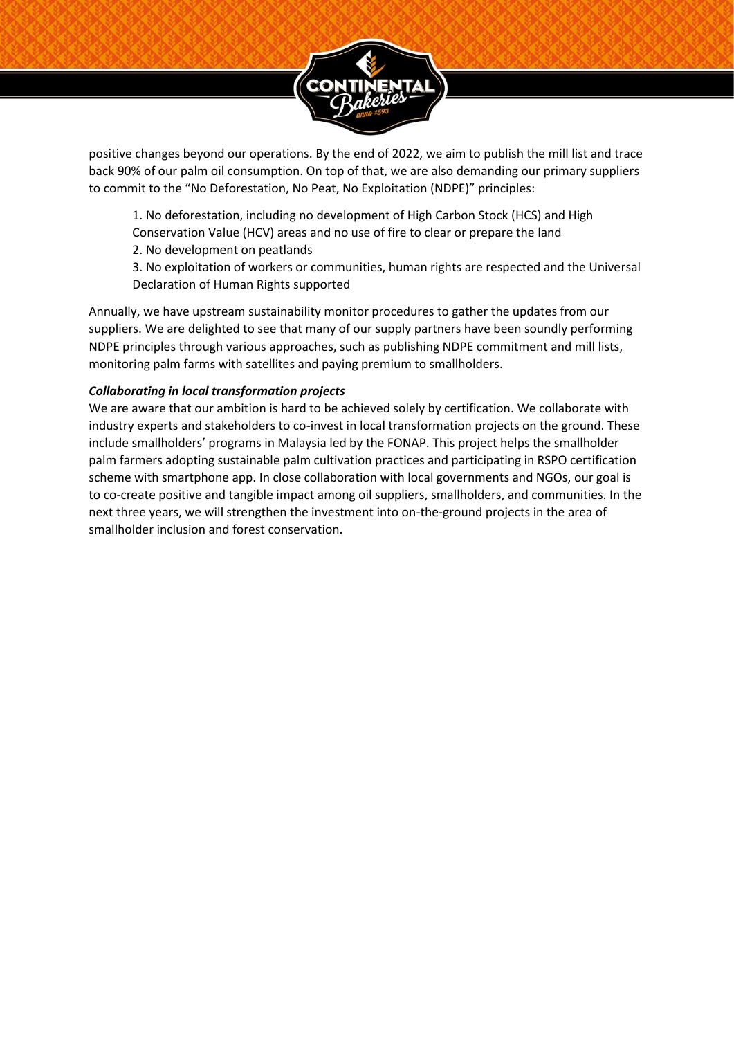positive changes beyond our operations. By the end of 2022, we aim to publish the mill list and trace back 90% of our palm oil consumption. On top of that, we are also demanding our primary suppliers to commit to the "No Deforestation, No Peat, No Exploitation (NDPE)" principles:

1. No deforestation, including no development of High Carbon Stock (HCS) and High Conservation Value (HCV) areas and no use of fire to clear or prepare the land
2. No development on peatlands
3. No exploitation of workers or communities, human rights are respected and the Universal Declaration of Human Rights supported

Annually, we have upstream sustainability monitor procedures to gather the updates from our suppliers. We are delighted to see that many of our supply partners have been soundly performing NDPE principles through various approaches, such as publishing NDPE commitment and mill lists, monitoring palm farms with satellites and paying premium to smallholders.

***Collaborating in local transformation projects***

We are aware that our ambition is hard to be achieved solely by certification. We collaborate with industry experts and stakeholders to co-invest in local transformation projects on the ground. These include smallholders' programs in Malaysia led by the FONAP. This project helps the smallholder palm farmers adopting sustainable palm cultivation practices and participating in RSPO certification scheme with smartphone app. In close collaboration with local governments and NGOs, our goal is to co-create positive and tangible impact among oil suppliers, smallholders, and communities. In the next three years, we will strengthen the investment into on-the-ground projects in the area of smallholder inclusion and forest conservation.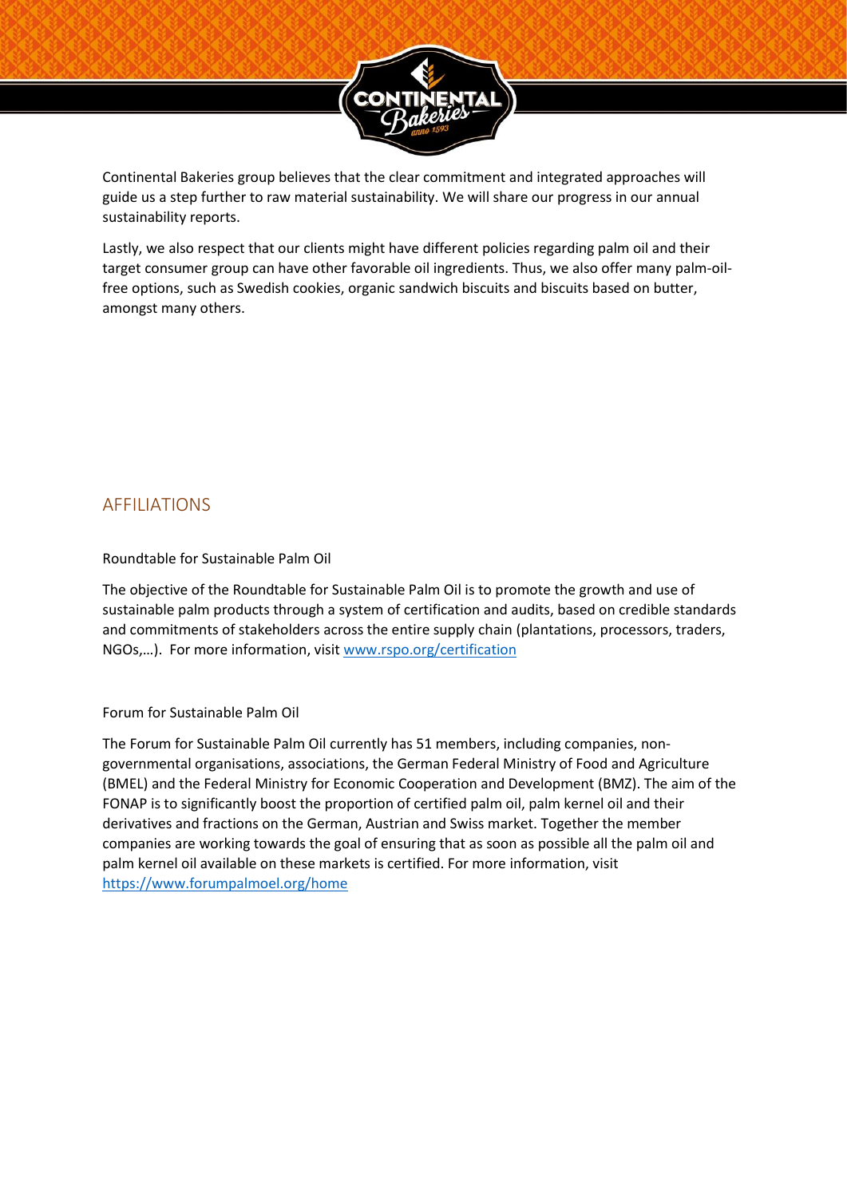Continental Bakeries group believes that the clear commitment and integrated approaches will guide us a step further to raw material sustainability. We will share our progress in our annual sustainability reports.

Lastly, we also respect that our clients might have different policies regarding palm oil and their target consumer group can have other favorable oil ingredients. Thus, we also offer many palm-oil-free options, such as Swedish cookies, organic sandwich biscuits and biscuits based on butter, amongst many others.

## AFFILIATIONS

Roundtable for Sustainable Palm Oil

The objective of the Roundtable for Sustainable Palm Oil is to promote the growth and use of sustainable palm products through a system of certification and audits, based on credible standards and commitments of stakeholders across the entire supply chain (plantations, processors, traders, NGOs,…). For more information, visit www.rspo.org/certification

Forum for Sustainable Palm Oil

The Forum for Sustainable Palm Oil currently has 51 members, including companies, non-governmental organisations, associations, the German Federal Ministry of Food and Agriculture (BMEL) and the Federal Ministry for Economic Cooperation and Development (BMZ). The aim of the FONAP is to significantly boost the proportion of certified palm oil, palm kernel oil and their derivatives and fractions on the German, Austrian and Swiss market. Together the member companies are working towards the goal of ensuring that as soon as possible all the palm oil and palm kernel oil available on these markets is certified. For more information, visit https://www.forumpalmoel.org/home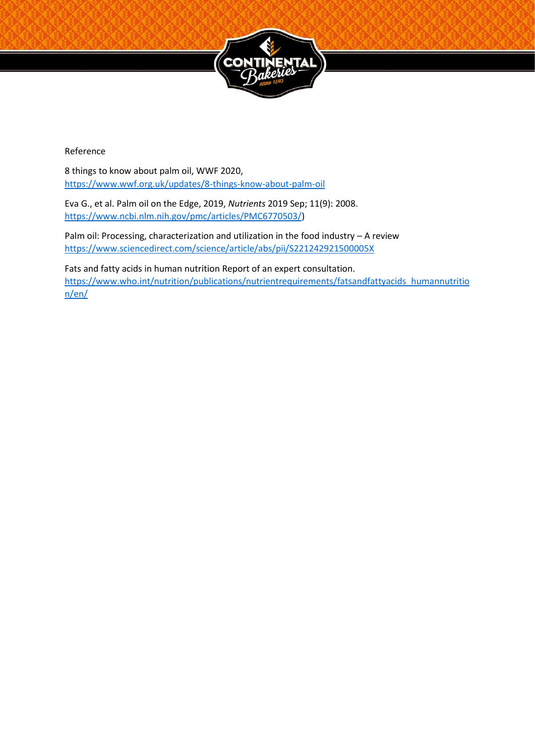Reference

8 things to know about palm oil, WWF 2020, https://www.wwf.org.uk/updates/8-things-know-about-palm-oil

Eva G., et al. Palm oil on the Edge, 2019, *Nutrients* 2019 Sep; 11(9): 2008. https://www.ncbi.nlm.nih.gov/pmc/articles/PMC6770503/)

Palm oil: Processing, characterization and utilization in the food industry – A review https://www.sciencedirect.com/science/article/abs/pii/S221242921500005X

Fats and fatty acids in human nutrition Report of an expert consultation. https://www.who.int/nutrition/publications/nutrientrequirements/fatsandfattyacids_humannutrition/en/